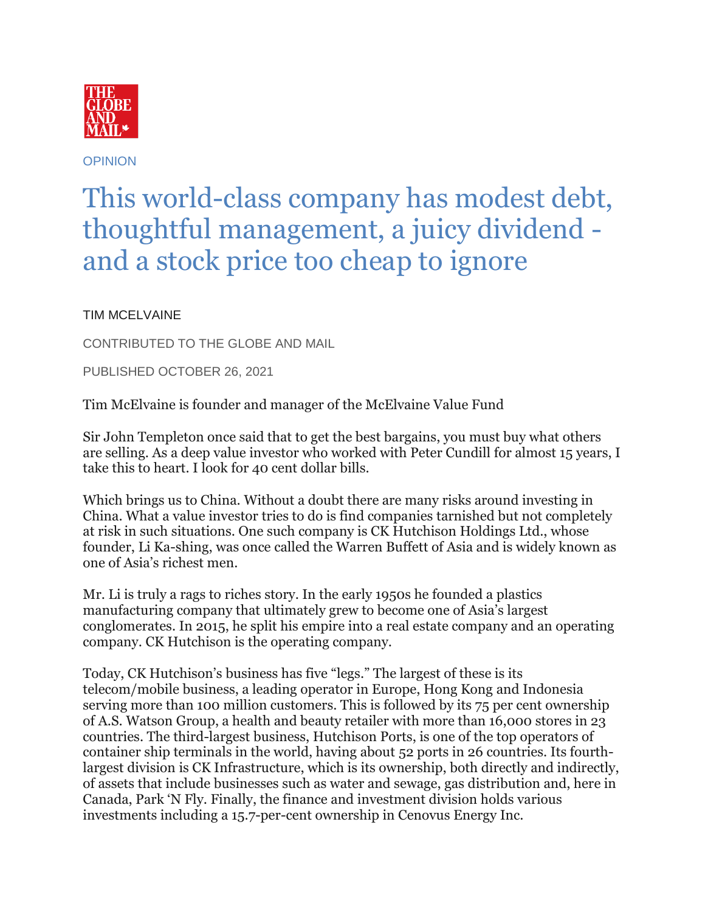OPINION

# This world-class company has modest debt, thoughtful management, a juicy dividend - and a stock price too cheap to ignore

TIM MCELVAINE

CONTRIBUTED TO THE GLOBE AND MAIL

PUBLISHED OCTOBER 26, 2021

Tim McElvaine is founder and manager of the McElvaine Value Fund

Sir John Templeton once said that to get the best bargains, you must buy what others are selling. As a deep value investor who worked with Peter Cundill for almost 15 years, I take this to heart. I look for 40 cent dollar bills.

Which brings us to China. Without a doubt there are many risks around investing in China. What a value investor tries to do is find companies tarnished but not completely at risk in such situations. One such company is CK Hutchison Holdings Ltd., whose founder, Li Ka-shing, was once called the Warren Buffett of Asia and is widely known as one of Asia's richest men.

Mr. Li is truly a rags to riches story. In the early 1950s he founded a plastics manufacturing company that ultimately grew to become one of Asia's largest conglomerates. In 2015, he split his empire into a real estate company and an operating company. CK Hutchison is the operating company.

Today, CK Hutchison's business has five "legs." The largest of these is its telecom/mobile business, a leading operator in Europe, Hong Kong and Indonesia serving more than 100 million customers. This is followed by its 75 per cent ownership of A.S. Watson Group, a health and beauty retailer with more than 16,000 stores in 23 countries. The third-largest business, Hutchison Ports, is one of the top operators of container ship terminals in the world, having about 52 ports in 26 countries. Its fourth-largest division is CK Infrastructure, which is its ownership, both directly and indirectly, of assets that include businesses such as water and sewage, gas distribution and, here in Canada, Park 'N Fly. Finally, the finance and investment division holds various investments including a 15.7-per-cent ownership in Cenovus Energy Inc.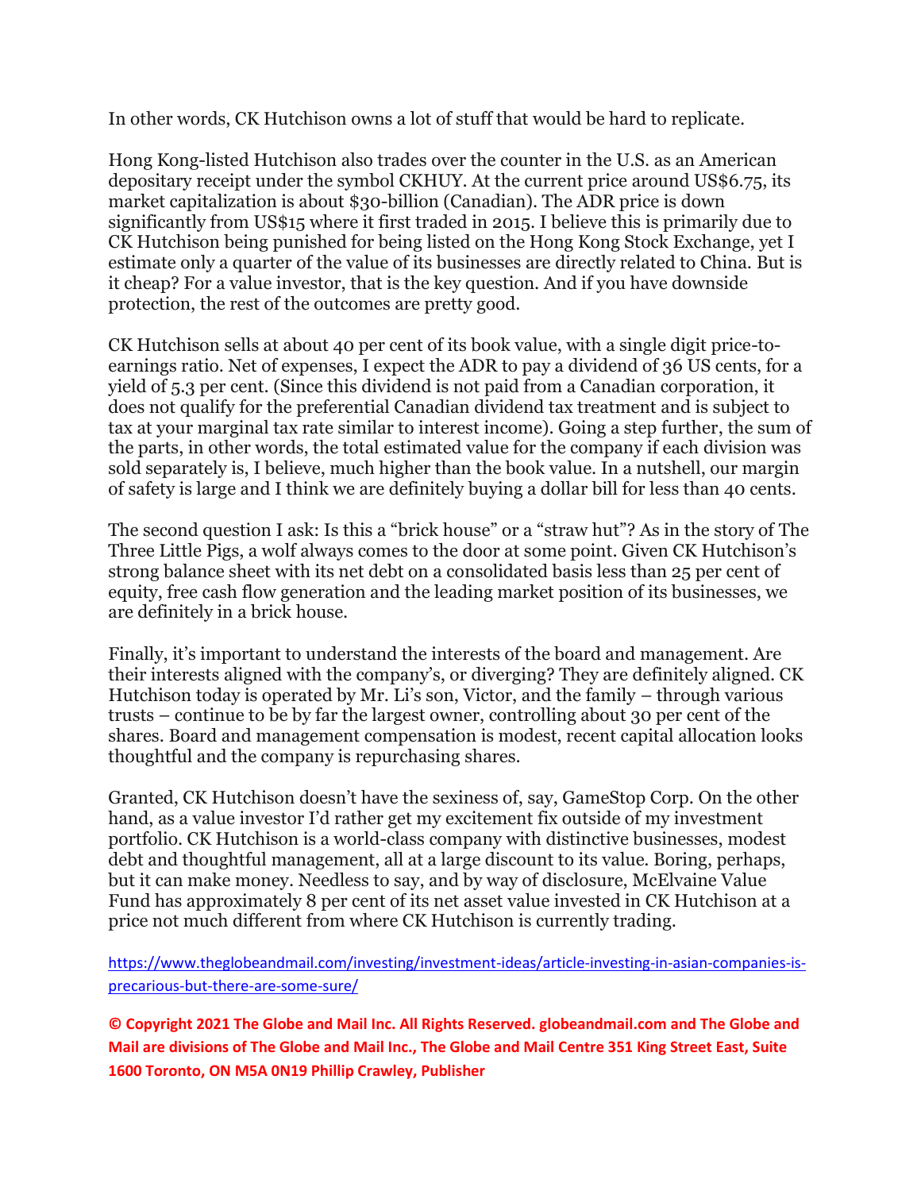In other words, CK Hutchison owns a lot of stuff that would be hard to replicate.

Hong Kong-listed Hutchison also trades over the counter in the U.S. as an American depositary receipt under the symbol CKHUY. At the current price around US$6.75, its market capitalization is about $30-billion (Canadian). The ADR price is down significantly from US$15 where it first traded in 2015. I believe this is primarily due to CK Hutchison being punished for being listed on the Hong Kong Stock Exchange, yet I estimate only a quarter of the value of its businesses are directly related to China. But is it cheap? For a value investor, that is the key question. And if you have downside protection, the rest of the outcomes are pretty good.

CK Hutchison sells at about 40 per cent of its book value, with a single digit price-to-earnings ratio. Net of expenses, I expect the ADR to pay a dividend of 36 US cents, for a yield of 5.3 per cent. (Since this dividend is not paid from a Canadian corporation, it does not qualify for the preferential Canadian dividend tax treatment and is subject to tax at your marginal tax rate similar to interest income). Going a step further, the sum of the parts, in other words, the total estimated value for the company if each division was sold separately is, I believe, much higher than the book value. In a nutshell, our margin of safety is large and I think we are definitely buying a dollar bill for less than 40 cents.

The second question I ask: Is this a "brick house" or a "straw hut"? As in the story of The Three Little Pigs, a wolf always comes to the door at some point. Given CK Hutchison's strong balance sheet with its net debt on a consolidated basis less than 25 per cent of equity, free cash flow generation and the leading market position of its businesses, we are definitely in a brick house.

Finally, it's important to understand the interests of the board and management. Are their interests aligned with the company's, or diverging? They are definitely aligned. CK Hutchison today is operated by Mr. Li's son, Victor, and the family – through various trusts – continue to be by far the largest owner, controlling about 30 per cent of the shares. Board and management compensation is modest, recent capital allocation looks thoughtful and the company is repurchasing shares.

Granted, CK Hutchison doesn't have the sexiness of, say, GameStop Corp. On the other hand, as a value investor I'd rather get my excitement fix outside of my investment portfolio. CK Hutchison is a world-class company with distinctive businesses, modest debt and thoughtful management, all at a large discount to its value. Boring, perhaps, but it can make money. Needless to say, and by way of disclosure, McElvaine Value Fund has approximately 8 per cent of its net asset value invested in CK Hutchison at a price not much different from where CK Hutchison is currently trading.

https://www.theglobeandmail.com/investing/investment-ideas/article-investing-in-asian-companies-is-precarious-but-there-are-some-sure/

**© Copyright 2021 The Globe and Mail Inc. All Rights Reserved. globeandmail.com and The Globe and Mail are divisions of The Globe and Mail Inc., The Globe and Mail Centre 351 King Street East, Suite 1600 Toronto, ON M5A 0N19 Phillip Crawley, Publisher**